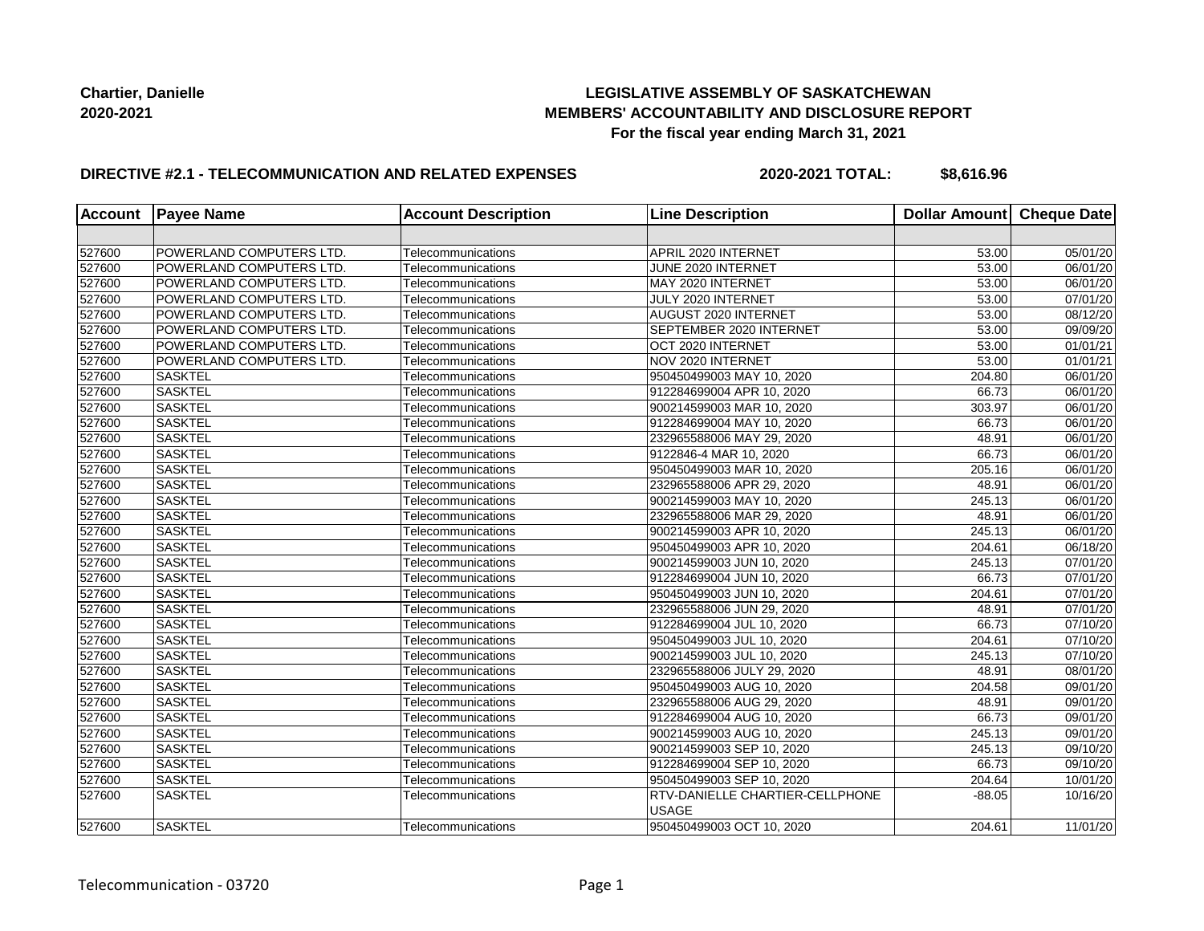Chartier, Danielle
2020-2021

# LEGISLATIVE ASSEMBLY OF SASKATCHEWAN
## MEMBERS' ACCOUNTABILITY AND DISCLOSURE REPORT
### For the fiscal year ending March 31, 2021

**DIRECTIVE #2.1 - TELECOMMUNICATION AND RELATED EXPENSES** **2020-2021 TOTAL: $8,616.96**

| Account | Payee Name | Account Description | Line Description | Dollar Amount | Cheque Date |
|---|---|---|---|---|---|
| | | | | | |
| 527600 | POWERLAND COMPUTERS LTD. | Telecommunications | APRIL 2020 INTERNET | 53.00 | 05/01/20 |
| 527600 | POWERLAND COMPUTERS LTD. | Telecommunications | JUNE 2020 INTERNET | 53.00 | 06/01/20 |
| 527600 | POWERLAND COMPUTERS LTD. | Telecommunications | MAY 2020 INTERNET | 53.00 | 06/01/20 |
| 527600 | POWERLAND COMPUTERS LTD. | Telecommunications | JULY 2020 INTERNET | 53.00 | 07/01/20 |
| 527600 | POWERLAND COMPUTERS LTD. | Telecommunications | AUGUST 2020 INTERNET | 53.00 | 08/12/20 |
| 527600 | POWERLAND COMPUTERS LTD. | Telecommunications | SEPTEMBER 2020 INTERNET | 53.00 | 09/09/20 |
| 527600 | POWERLAND COMPUTERS LTD. | Telecommunications | OCT 2020 INTERNET | 53.00 | 01/01/21 |
| 527600 | POWERLAND COMPUTERS LTD. | Telecommunications | NOV 2020 INTERNET | 53.00 | 01/01/21 |
| 527600 | SASKTEL | Telecommunications | 950450499003 MAY 10, 2020 | 204.80 | 06/01/20 |
| 527600 | SASKTEL | Telecommunications | 912284699004 APR 10, 2020 | 66.73 | 06/01/20 |
| 527600 | SASKTEL | Telecommunications | 900214599003 MAR 10, 2020 | 303.97 | 06/01/20 |
| 527600 | SASKTEL | Telecommunications | 912284699004 MAY 10, 2020 | 66.73 | 06/01/20 |
| 527600 | SASKTEL | Telecommunications | 232965588006 MAY 29, 2020 | 48.91 | 06/01/20 |
| 527600 | SASKTEL | Telecommunications | 9122846-4 MAR 10, 2020 | 66.73 | 06/01/20 |
| 527600 | SASKTEL | Telecommunications | 950450499003 MAR 10, 2020 | 205.16 | 06/01/20 |
| 527600 | SASKTEL | Telecommunications | 232965588006 APR 29, 2020 | 48.91 | 06/01/20 |
| 527600 | SASKTEL | Telecommunications | 900214599003 MAY 10, 2020 | 245.13 | 06/01/20 |
| 527600 | SASKTEL | Telecommunications | 232965588006 MAR 29, 2020 | 48.91 | 06/01/20 |
| 527600 | SASKTEL | Telecommunications | 900214599003 APR 10, 2020 | 245.13 | 06/01/20 |
| 527600 | SASKTEL | Telecommunications | 950450499003 APR 10, 2020 | 204.61 | 06/18/20 |
| 527600 | SASKTEL | Telecommunications | 900214599003 JUN 10, 2020 | 245.13 | 07/01/20 |
| 527600 | SASKTEL | Telecommunications | 912284699004 JUN 10, 2020 | 66.73 | 07/01/20 |
| 527600 | SASKTEL | Telecommunications | 950450499003 JUN 10, 2020 | 204.61 | 07/01/20 |
| 527600 | SASKTEL | Telecommunications | 232965588006 JUN 29, 2020 | 48.91 | 07/01/20 |
| 527600 | SASKTEL | Telecommunications | 912284699004 JUL 10, 2020 | 66.73 | 07/10/20 |
| 527600 | SASKTEL | Telecommunications | 950450499003 JUL 10, 2020 | 204.61 | 07/10/20 |
| 527600 | SASKTEL | Telecommunications | 900214599003 JUL 10, 2020 | 245.13 | 07/10/20 |
| 527600 | SASKTEL | Telecommunications | 232965588006 JULY 29, 2020 | 48.91 | 08/01/20 |
| 527600 | SASKTEL | Telecommunications | 950450499003 AUG 10, 2020 | 204.58 | 09/01/20 |
| 527600 | SASKTEL | Telecommunications | 232965588006 AUG 29, 2020 | 48.91 | 09/01/20 |
| 527600 | SASKTEL | Telecommunications | 912284699004 AUG 10, 2020 | 66.73 | 09/01/20 |
| 527600 | SASKTEL | Telecommunications | 900214599003 AUG 10, 2020 | 245.13 | 09/01/20 |
| 527600 | SASKTEL | Telecommunications | 900214599003 SEP 10, 2020 | 245.13 | 09/10/20 |
| 527600 | SASKTEL | Telecommunications | 912284699004 SEP 10, 2020 | 66.73 | 09/10/20 |
| 527600 | SASKTEL | Telecommunications | 950450499003 SEP 10, 2020 | 204.64 | 10/01/20 |
| 527600 | SASKTEL | Telecommunications | RTV-DANIELLE CHARTIER-CELLPHONE USAGE | -88.05 | 10/16/20 |
| 527600 | SASKTEL | Telecommunications | 950450499003 OCT 10, 2020 | 204.61 | 11/01/20 |

Telecommunication - 03720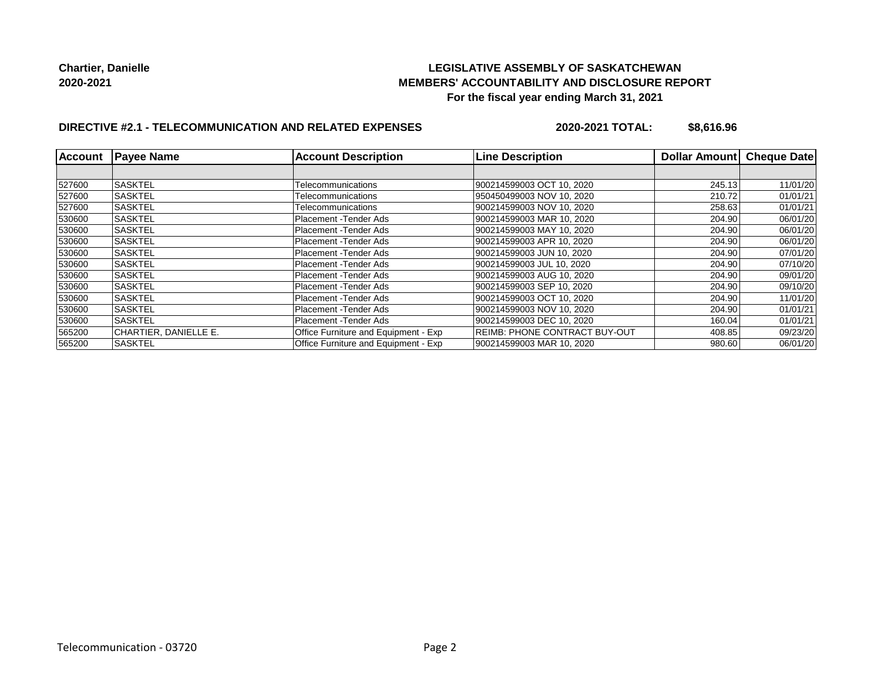**Chartier, Danielle**
**2020-2021**

**LEGISLATIVE ASSEMBLY OF SASKATCHEWAN**
**MEMBERS' ACCOUNTABILITY AND DISCLOSURE REPORT**
**For the fiscal year ending March 31, 2021**

**DIRECTIVE #2.1 - TELECOMMUNICATION AND RELATED EXPENSES** **2020-2021 TOTAL: $8,616.96**

| Account | Payee Name | Account Description | Line Description | Dollar Amount | Cheque Date |
|---|---|---|---|---|---|
| | | | | | |
| 527600 | SASKTEL | Telecommunications | 900214599003 OCT 10, 2020 | 245.13 | 11/01/20 |
| 527600 | SASKTEL | Telecommunications | 950450499003 NOV 10, 2020 | 210.72 | 01/01/21 |
| 527600 | SASKTEL | Telecommunications | 900214599003 NOV 10, 2020 | 258.63 | 01/01/21 |
| 530600 | SASKTEL | Placement -Tender Ads | 900214599003 MAR 10, 2020 | 204.90 | 06/01/20 |
| 530600 | SASKTEL | Placement -Tender Ads | 900214599003 MAY 10, 2020 | 204.90 | 06/01/20 |
| 530600 | SASKTEL | Placement -Tender Ads | 900214599003 APR 10, 2020 | 204.90 | 06/01/20 |
| 530600 | SASKTEL | Placement -Tender Ads | 900214599003 JUN 10, 2020 | 204.90 | 07/01/20 |
| 530600 | SASKTEL | Placement -Tender Ads | 900214599003 JUL 10, 2020 | 204.90 | 07/10/20 |
| 530600 | SASKTEL | Placement -Tender Ads | 900214599003 AUG 10, 2020 | 204.90 | 09/01/20 |
| 530600 | SASKTEL | Placement -Tender Ads | 900214599003 SEP 10, 2020 | 204.90 | 09/10/20 |
| 530600 | SASKTEL | Placement -Tender Ads | 900214599003 OCT 10, 2020 | 204.90 | 11/01/20 |
| 530600 | SASKTEL | Placement -Tender Ads | 900214599003 NOV 10, 2020 | 204.90 | 01/01/21 |
| 530600 | SASKTEL | Placement -Tender Ads | 900214599003 DEC 10, 2020 | 160.04 | 01/01/21 |
| 565200 | CHARTIER, DANIELLE E. | Office Furniture and Equipment - Exp | REIMB: PHONE CONTRACT BUY-OUT | 408.85 | 09/23/20 |
| 565200 | SASKTEL | Office Furniture and Equipment - Exp | 900214599003 MAR 10, 2020 | 980.60 | 06/01/20 |

Telecommunication - 03720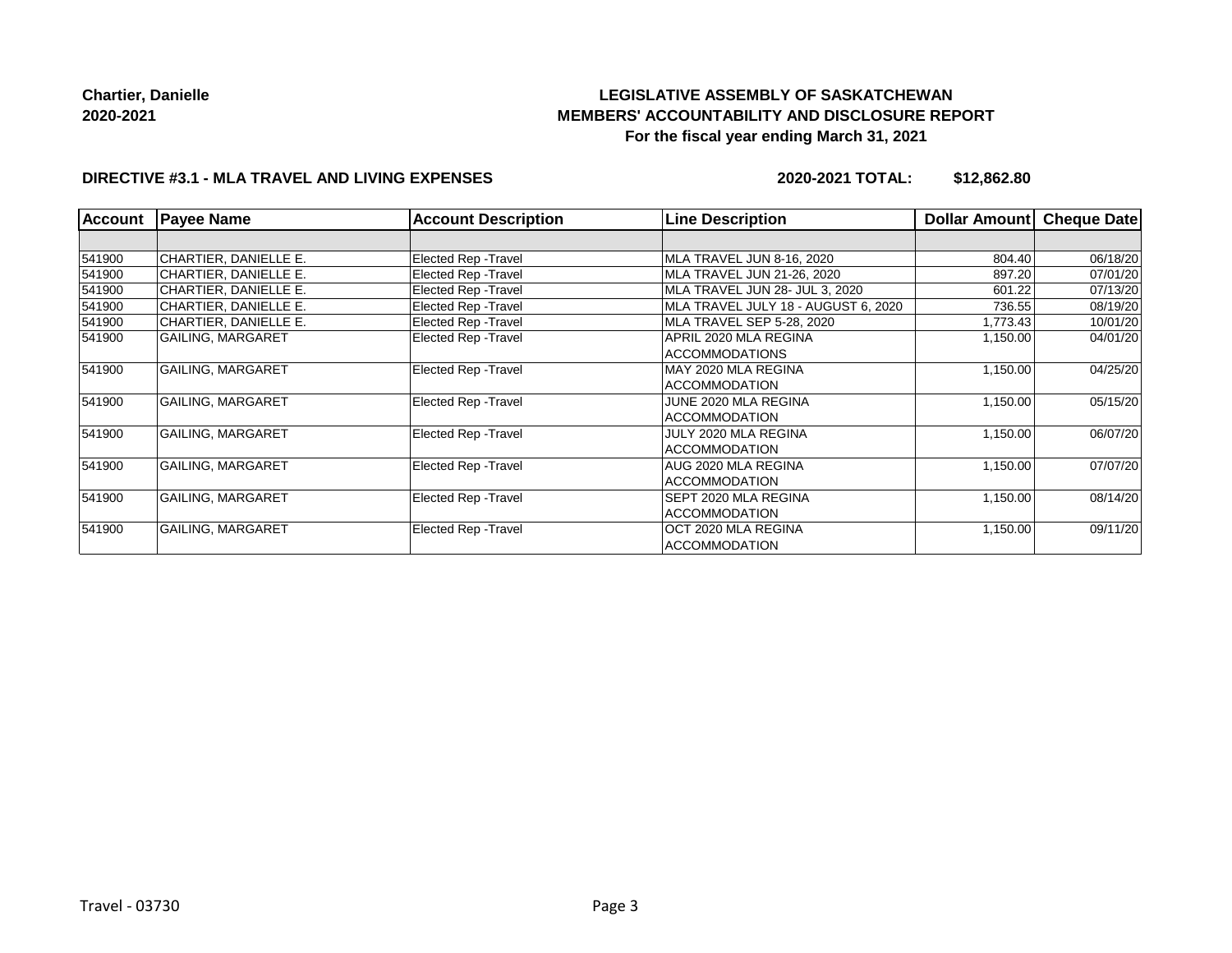**Chartier, Danielle**
**2020-2021**

**LEGISLATIVE ASSEMBLY OF SASKATCHEWAN**
**MEMBERS' ACCOUNTABILITY AND DISCLOSURE REPORT**
**For the fiscal year ending March 31, 2021**

**DIRECTIVE #3.1 - MLA TRAVEL AND LIVING EXPENSES** **2020-2021 TOTAL: $12,862.80**

| Account | Payee Name | Account Description | Line Description | Dollar Amount | Cheque Date |
|---|---|---|---|---|---|
| | | | | | |
| 541900 | CHARTIER, DANIELLE E. | Elected Rep -Travel | MLA TRAVEL JUN 8-16, 2020 | 804.40 | 06/18/20 |
| 541900 | CHARTIER, DANIELLE E. | Elected Rep -Travel | MLA TRAVEL JUN 21-26, 2020 | 897.20 | 07/01/20 |
| 541900 | CHARTIER, DANIELLE E. | Elected Rep -Travel | MLA TRAVEL JUN 28- JUL 3, 2020 | 601.22 | 07/13/20 |
| 541900 | CHARTIER, DANIELLE E. | Elected Rep -Travel | MLA TRAVEL JULY 18 - AUGUST 6, 2020 | 736.55 | 08/19/20 |
| 541900 | CHARTIER, DANIELLE E. | Elected Rep -Travel | MLA TRAVEL SEP 5-28, 2020 | 1,773.43 | 10/01/20 |
| 541900 | GAILING, MARGARET | Elected Rep -Travel | APRIL 2020 MLA REGINA ACCOMMODATIONS | 1,150.00 | 04/01/20 |
| 541900 | GAILING, MARGARET | Elected Rep -Travel | MAY 2020 MLA REGINA ACCOMMODATION | 1,150.00 | 04/25/20 |
| 541900 | GAILING, MARGARET | Elected Rep -Travel | JUNE 2020 MLA REGINA ACCOMMODATION | 1,150.00 | 05/15/20 |
| 541900 | GAILING, MARGARET | Elected Rep -Travel | JULY 2020 MLA REGINA ACCOMMODATION | 1,150.00 | 06/07/20 |
| 541900 | GAILING, MARGARET | Elected Rep -Travel | AUG 2020 MLA REGINA ACCOMMODATION | 1,150.00 | 07/07/20 |
| 541900 | GAILING, MARGARET | Elected Rep -Travel | SEPT 2020 MLA REGINA ACCOMMODATION | 1,150.00 | 08/14/20 |
| 541900 | GAILING, MARGARET | Elected Rep -Travel | OCT 2020 MLA REGINA ACCOMMODATION | 1,150.00 | 09/11/20 |

Travel - 03730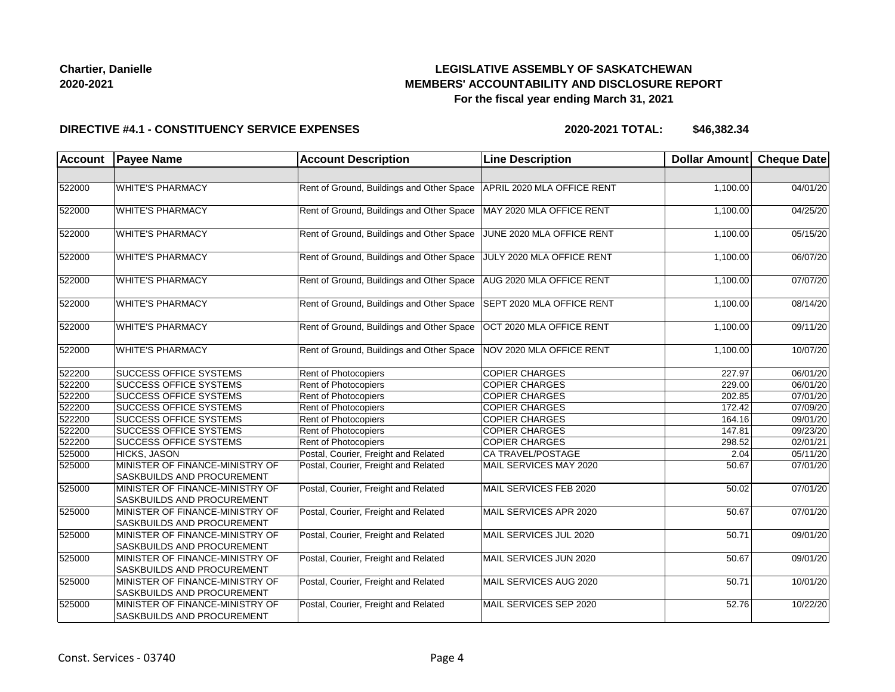**Chartier, Danielle**
**2020-2021**

## LEGISLATIVE ASSEMBLY OF SASKATCHEWAN
## MEMBERS' ACCOUNTABILITY AND DISCLOSURE REPORT
### For the fiscal year ending March 31, 2021

**DIRECTIVE #4.1 - CONSTITUENCY SERVICE EXPENSES** **2020-2021 TOTAL: $46,382.34**

| Account | Payee Name | Account Description | Line Description | Dollar Amount | Cheque Date |
|---|---|---|---|---|---|
| | | | | | |
| 522000 | WHITE'S PHARMACY | Rent of Ground, Buildings and Other Space | APRIL 2020 MLA OFFICE RENT | 1,100.00 | 04/01/20 |
| 522000 | WHITE'S PHARMACY | Rent of Ground, Buildings and Other Space | MAY 2020 MLA OFFICE RENT | 1,100.00 | 04/25/20 |
| 522000 | WHITE'S PHARMACY | Rent of Ground, Buildings and Other Space | JUNE 2020 MLA OFFICE RENT | 1,100.00 | 05/15/20 |
| 522000 | WHITE'S PHARMACY | Rent of Ground, Buildings and Other Space | JULY 2020 MLA OFFICE RENT | 1,100.00 | 06/07/20 |
| 522000 | WHITE'S PHARMACY | Rent of Ground, Buildings and Other Space | AUG 2020 MLA OFFICE RENT | 1,100.00 | 07/07/20 |
| 522000 | WHITE'S PHARMACY | Rent of Ground, Buildings and Other Space | SEPT 2020 MLA OFFICE RENT | 1,100.00 | 08/14/20 |
| 522000 | WHITE'S PHARMACY | Rent of Ground, Buildings and Other Space | OCT 2020 MLA OFFICE RENT | 1,100.00 | 09/11/20 |
| 522000 | WHITE'S PHARMACY | Rent of Ground, Buildings and Other Space | NOV 2020 MLA OFFICE RENT | 1,100.00 | 10/07/20 |
| 522200 | SUCCESS OFFICE SYSTEMS | Rent of Photocopiers | COPIER CHARGES | 227.97 | 06/01/20 |
| 522200 | SUCCESS OFFICE SYSTEMS | Rent of Photocopiers | COPIER CHARGES | 229.00 | 06/01/20 |
| 522200 | SUCCESS OFFICE SYSTEMS | Rent of Photocopiers | COPIER CHARGES | 202.85 | 07/01/20 |
| 522200 | SUCCESS OFFICE SYSTEMS | Rent of Photocopiers | COPIER CHARGES | 172.42 | 07/09/20 |
| 522200 | SUCCESS OFFICE SYSTEMS | Rent of Photocopiers | COPIER CHARGES | 164.16 | 09/01/20 |
| 522200 | SUCCESS OFFICE SYSTEMS | Rent of Photocopiers | COPIER CHARGES | 147.81 | 09/23/20 |
| 522200 | SUCCESS OFFICE SYSTEMS | Rent of Photocopiers | COPIER CHARGES | 298.52 | 02/01/21 |
| 525000 | HICKS, JASON | Postal, Courier, Freight and Related | CA TRAVEL/POSTAGE | 2.04 | 05/11/20 |
| 525000 | MINISTER OF FINANCE-MINISTRY OF SASKBUILDS AND PROCUREMENT | Postal, Courier, Freight and Related | MAIL SERVICES MAY 2020 | 50.67 | 07/01/20 |
| 525000 | MINISTER OF FINANCE-MINISTRY OF SASKBUILDS AND PROCUREMENT | Postal, Courier, Freight and Related | MAIL SERVICES FEB 2020 | 50.02 | 07/01/20 |
| 525000 | MINISTER OF FINANCE-MINISTRY OF SASKBUILDS AND PROCUREMENT | Postal, Courier, Freight and Related | MAIL SERVICES APR 2020 | 50.67 | 07/01/20 |
| 525000 | MINISTER OF FINANCE-MINISTRY OF SASKBUILDS AND PROCUREMENT | Postal, Courier, Freight and Related | MAIL SERVICES JUL 2020 | 50.71 | 09/01/20 |
| 525000 | MINISTER OF FINANCE-MINISTRY OF SASKBUILDS AND PROCUREMENT | Postal, Courier, Freight and Related | MAIL SERVICES JUN 2020 | 50.67 | 09/01/20 |
| 525000 | MINISTER OF FINANCE-MINISTRY OF SASKBUILDS AND PROCUREMENT | Postal, Courier, Freight and Related | MAIL SERVICES AUG 2020 | 50.71 | 10/01/20 |
| 525000 | MINISTER OF FINANCE-MINISTRY OF SASKBUILDS AND PROCUREMENT | Postal, Courier, Freight and Related | MAIL SERVICES SEP 2020 | 52.76 | 10/22/20 |

Const. Services - 03740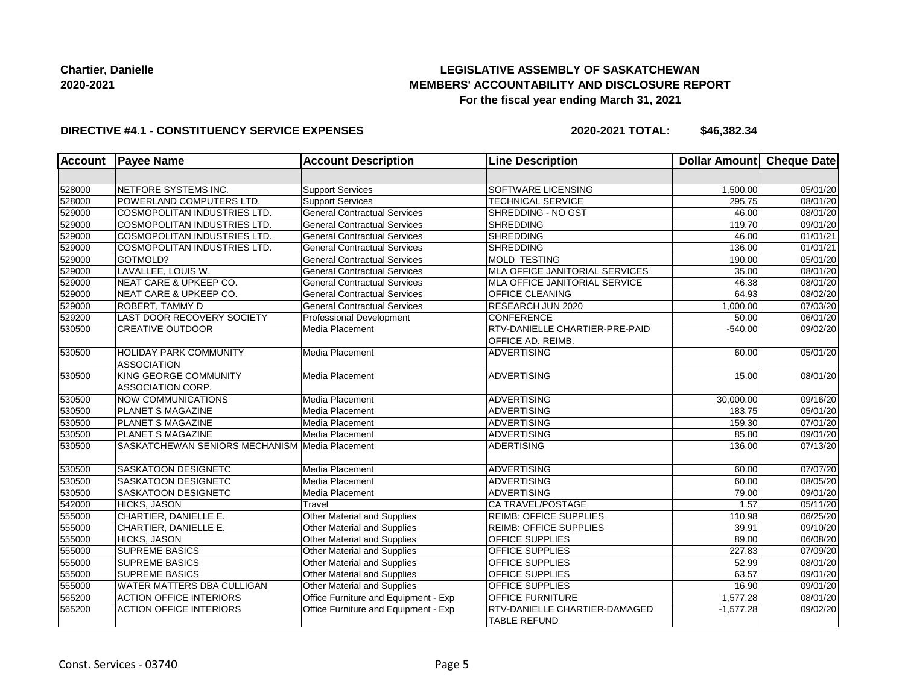**Chartier, Danielle**
**2020-2021**

## LEGISLATIVE ASSEMBLY OF SASKATCHEWAN
## MEMBERS' ACCOUNTABILITY AND DISCLOSURE REPORT
### For the fiscal year ending March 31, 2021

**DIRECTIVE #4.1 - CONSTITUENCY SERVICE EXPENSES** **2020-2021 TOTAL: $46,382.34**

| Account | Payee Name | Account Description | Line Description | Dollar Amount | Cheque Date |
|---|---|---|---|---|---|
| | | | | | |
| 528000 | NETFORE SYSTEMS INC. | Support Services | SOFTWARE LICENSING | 1,500.00 | 05/01/20 |
| 528000 | POWERLAND COMPUTERS LTD. | Support Services | TECHNICAL SERVICE | 295.75 | 08/01/20 |
| 529000 | COSMOPOLITAN INDUSTRIES LTD. | General Contractual Services | SHREDDING - NO GST | 46.00 | 08/01/20 |
| 529000 | COSMOPOLITAN INDUSTRIES LTD. | General Contractual Services | SHREDDING | 119.70 | 09/01/20 |
| 529000 | COSMOPOLITAN INDUSTRIES LTD. | General Contractual Services | SHREDDING | 46.00 | 01/01/21 |
| 529000 | COSMOPOLITAN INDUSTRIES LTD. | General Contractual Services | SHREDDING | 136.00 | 01/01/21 |
| 529000 | GOTMOLD? | General Contractual Services | MOLD TESTING | 190.00 | 05/01/20 |
| 529000 | LAVALLEE, LOUIS W. | General Contractual Services | MLA OFFICE JANITORIAL SERVICES | 35.00 | 08/01/20 |
| 529000 | NEAT CARE & UPKEEP CO. | General Contractual Services | MLA OFFICE JANITORIAL SERVICE | 46.38 | 08/01/20 |
| 529000 | NEAT CARE & UPKEEP CO. | General Contractual Services | OFFICE CLEANING | 64.93 | 08/02/20 |
| 529000 | ROBERT, TAMMY D | General Contractual Services | RESEARCH JUN 2020 | 1,000.00 | 07/03/20 |
| 529200 | LAST DOOR RECOVERY SOCIETY | Professional Development | CONFERENCE | 50.00 | 06/01/20 |
| 530500 | CREATIVE OUTDOOR | Media Placement | RTV-DANIELLE CHARTIER-PRE-PAID OFFICE AD. REIMB. | -540.00 | 09/02/20 |
| 530500 | HOLIDAY PARK COMMUNITY ASSOCIATION | Media Placement | ADVERTISING | 60.00 | 05/01/20 |
| 530500 | KING GEORGE COMMUNITY ASSOCIATION CORP. | Media Placement | ADVERTISING | 15.00 | 08/01/20 |
| 530500 | NOW COMMUNICATIONS | Media Placement | ADVERTISING | 30,000.00 | 09/16/20 |
| 530500 | PLANET S MAGAZINE | Media Placement | ADVERTISING | 183.75 | 05/01/20 |
| 530500 | PLANET S MAGAZINE | Media Placement | ADVERTISING | 159.30 | 07/01/20 |
| 530500 | PLANET S MAGAZINE | Media Placement | ADVERTISING | 85.80 | 09/01/20 |
| 530500 | SASKATCHEWAN SENIORS MECHANISM | Media Placement | ADERTISING | 136.00 | 07/13/20 |
| 530500 | SASKATOON DESIGNETC | Media Placement | ADVERTISING | 60.00 | 07/07/20 |
| 530500 | SASKATOON DESIGNETC | Media Placement | ADVERTISING | 60.00 | 08/05/20 |
| 530500 | SASKATOON DESIGNETC | Media Placement | ADVERTISING | 79.00 | 09/01/20 |
| 542000 | HICKS, JASON | Travel | CA TRAVEL/POSTAGE | 1.57 | 05/11/20 |
| 555000 | CHARTIER, DANIELLE E. | Other Material and Supplies | REIMB: OFFICE SUPPLIES | 110.98 | 06/25/20 |
| 555000 | CHARTIER, DANIELLE E. | Other Material and Supplies | REIMB: OFFICE SUPPLIES | 39.91 | 09/10/20 |
| 555000 | HICKS, JASON | Other Material and Supplies | OFFICE SUPPLIES | 89.00 | 06/08/20 |
| 555000 | SUPREME BASICS | Other Material and Supplies | OFFICE SUPPLIES | 227.83 | 07/09/20 |
| 555000 | SUPREME BASICS | Other Material and Supplies | OFFICE SUPPLIES | 52.99 | 08/01/20 |
| 555000 | SUPREME BASICS | Other Material and Supplies | OFFICE SUPPLIES | 63.57 | 09/01/20 |
| 555000 | WATER MATTERS DBA CULLIGAN | Other Material and Supplies | OFFICE SUPPLIES | 16.90 | 09/01/20 |
| 565200 | ACTION OFFICE INTERIORS | Office Furniture and Equipment - Exp | OFFICE FURNITURE | 1,577.28 | 08/01/20 |
| 565200 | ACTION OFFICE INTERIORS | Office Furniture and Equipment - Exp | RTV-DANIELLE CHARTIER-DAMAGED TABLE REFUND | -1,577.28 | 09/02/20 |

Const. Services - 03740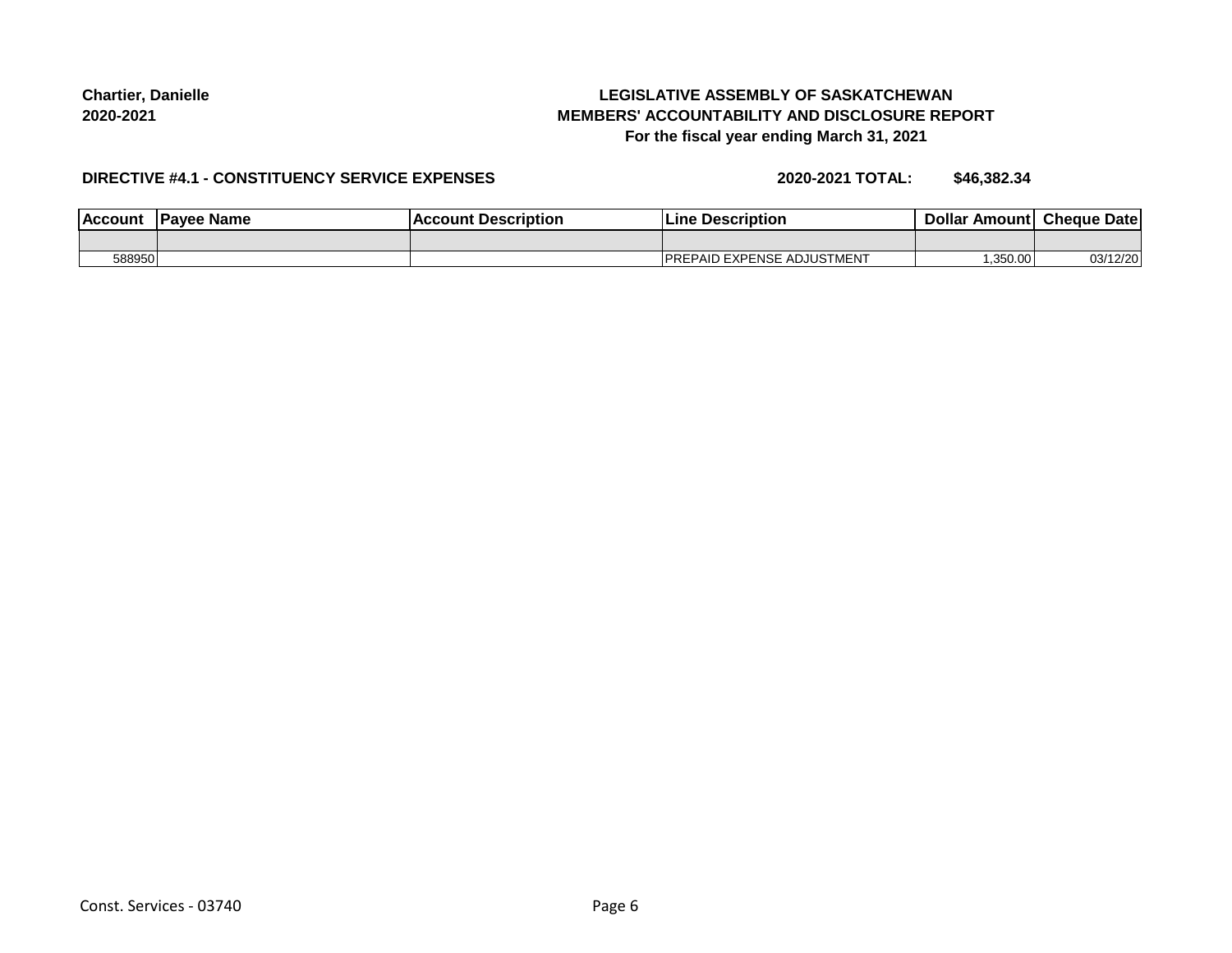**Chartier, Danielle**
**2020-2021**

# LEGISLATIVE ASSEMBLY OF SASKATCHEWAN
## MEMBERS' ACCOUNTABILITY AND DISCLOSURE REPORT
### For the fiscal year ending March 31, 2021

**DIRECTIVE #4.1 - CONSTITUENCY SERVICE EXPENSES** **2020-2021 TOTAL: $46,382.34**

| Account | Payee Name | Account Description | Line Description | Dollar Amount | Cheque Date |
|---|---|---|---|---|---|
| | | | | | |
| 588950 | | | PREPAID EXPENSE ADJUSTMENT | 1,350.00 | 03/12/20 |

Const. Services - 03740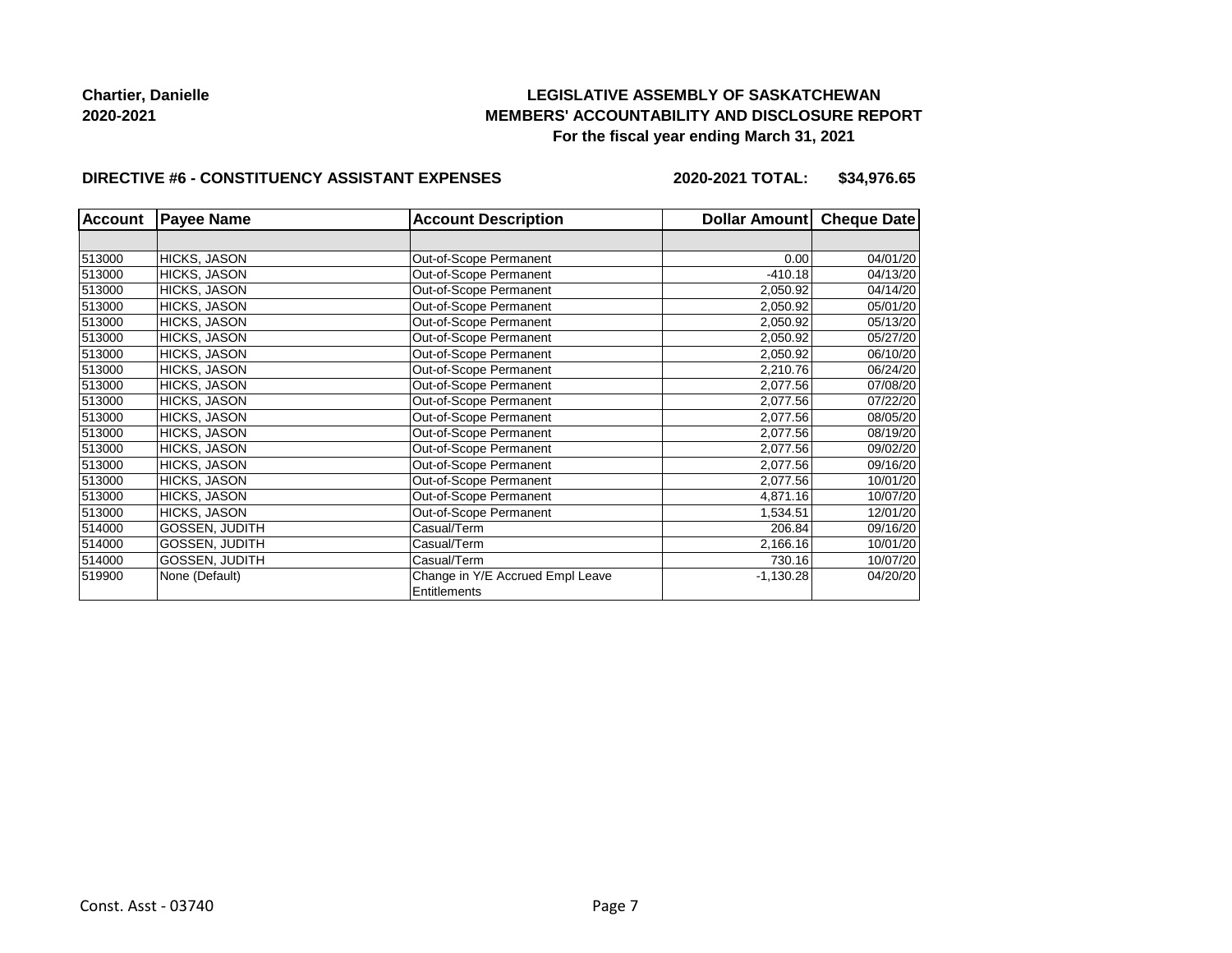**Chartier, Danielle**
**2020-2021**

**LEGISLATIVE ASSEMBLY OF SASKATCHEWAN**
**MEMBERS' ACCOUNTABILITY AND DISCLOSURE REPORT**
**For the fiscal year ending March 31, 2021**

**DIRECTIVE #6 - CONSTITUENCY ASSISTANT EXPENSES** **2020-2021 TOTAL: $34,976.65**

| Account | Payee Name | Account Description | Dollar Amount | Cheque Date |
|---|---|---|---|---|
| | | | | |
| 513000 | HICKS, JASON | Out-of-Scope Permanent | 0.00 | 04/01/20 |
| 513000 | HICKS, JASON | Out-of-Scope Permanent | -410.18 | 04/13/20 |
| 513000 | HICKS, JASON | Out-of-Scope Permanent | 2,050.92 | 04/14/20 |
| 513000 | HICKS, JASON | Out-of-Scope Permanent | 2,050.92 | 05/01/20 |
| 513000 | HICKS, JASON | Out-of-Scope Permanent | 2,050.92 | 05/13/20 |
| 513000 | HICKS, JASON | Out-of-Scope Permanent | 2,050.92 | 05/27/20 |
| 513000 | HICKS, JASON | Out-of-Scope Permanent | 2,050.92 | 06/10/20 |
| 513000 | HICKS, JASON | Out-of-Scope Permanent | 2,210.76 | 06/24/20 |
| 513000 | HICKS, JASON | Out-of-Scope Permanent | 2,077.56 | 07/08/20 |
| 513000 | HICKS, JASON | Out-of-Scope Permanent | 2,077.56 | 07/22/20 |
| 513000 | HICKS, JASON | Out-of-Scope Permanent | 2,077.56 | 08/05/20 |
| 513000 | HICKS, JASON | Out-of-Scope Permanent | 2,077.56 | 08/19/20 |
| 513000 | HICKS, JASON | Out-of-Scope Permanent | 2,077.56 | 09/02/20 |
| 513000 | HICKS, JASON | Out-of-Scope Permanent | 2,077.56 | 09/16/20 |
| 513000 | HICKS, JASON | Out-of-Scope Permanent | 2,077.56 | 10/01/20 |
| 513000 | HICKS, JASON | Out-of-Scope Permanent | 4,871.16 | 10/07/20 |
| 513000 | HICKS, JASON | Out-of-Scope Permanent | 1,534.51 | 12/01/20 |
| 514000 | GOSSEN, JUDITH | Casual/Term | 206.84 | 09/16/20 |
| 514000 | GOSSEN, JUDITH | Casual/Term | 2,166.16 | 10/01/20 |
| 514000 | GOSSEN, JUDITH | Casual/Term | 730.16 | 10/07/20 |
| 519900 | None (Default) | Change in Y/E Accrued Empl Leave Entitlements | -1,130.28 | 04/20/20 |

Const. Asst - 03740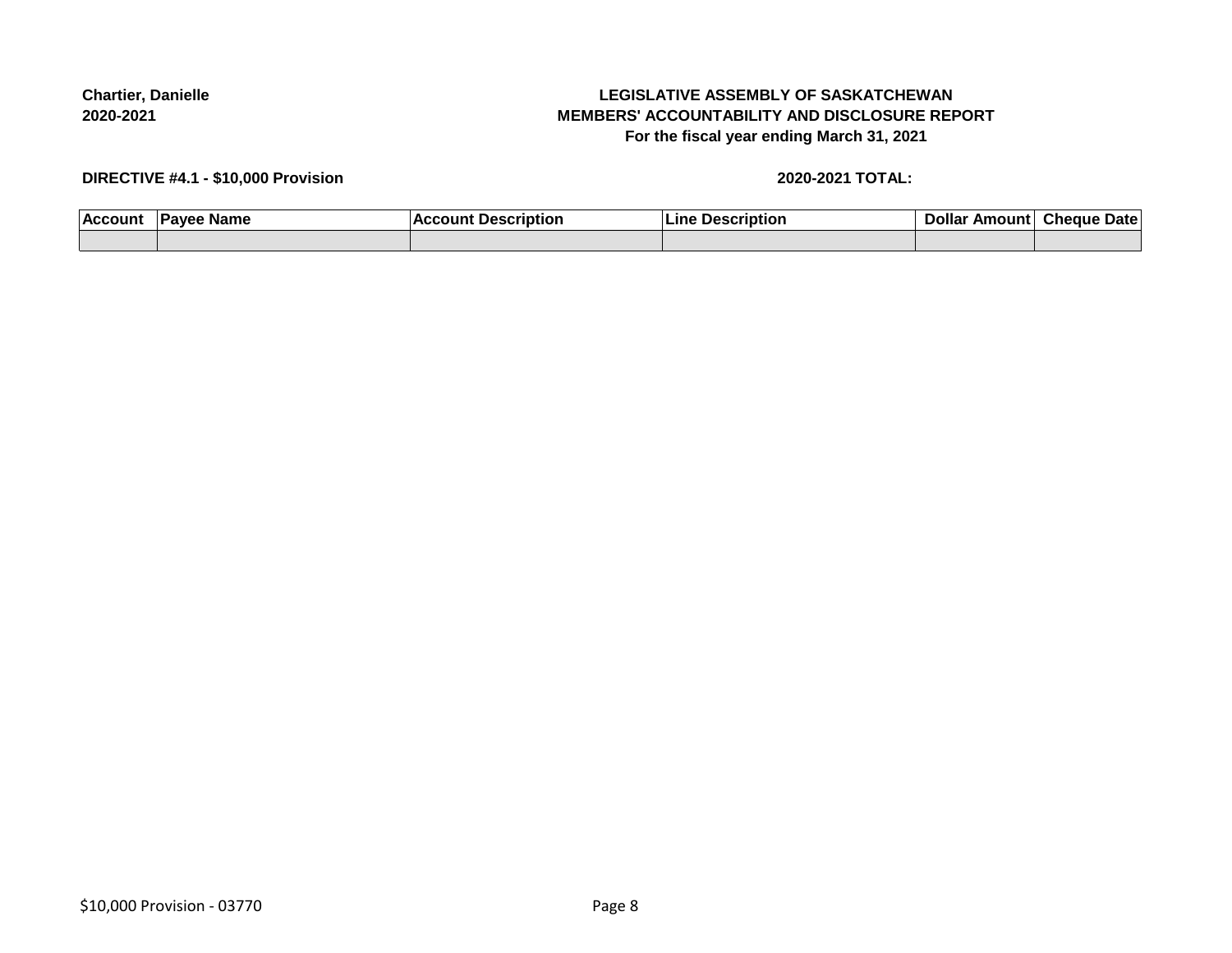**Chartier, Danielle**
**2020-2021**

**LEGISLATIVE ASSEMBLY OF SASKATCHEWAN**
**MEMBERS' ACCOUNTABILITY AND DISCLOSURE REPORT**
**For the fiscal year ending March 31, 2021**

**DIRECTIVE #4.1 - $10,000 Provision**

**2020-2021 TOTAL:**

| Account | Payee Name | Account Description | Line Description | Dollar Amount | Cheque Date |
|---|---|---|---|---|---|
| | | | | | |

$10,000 Provision - 03770